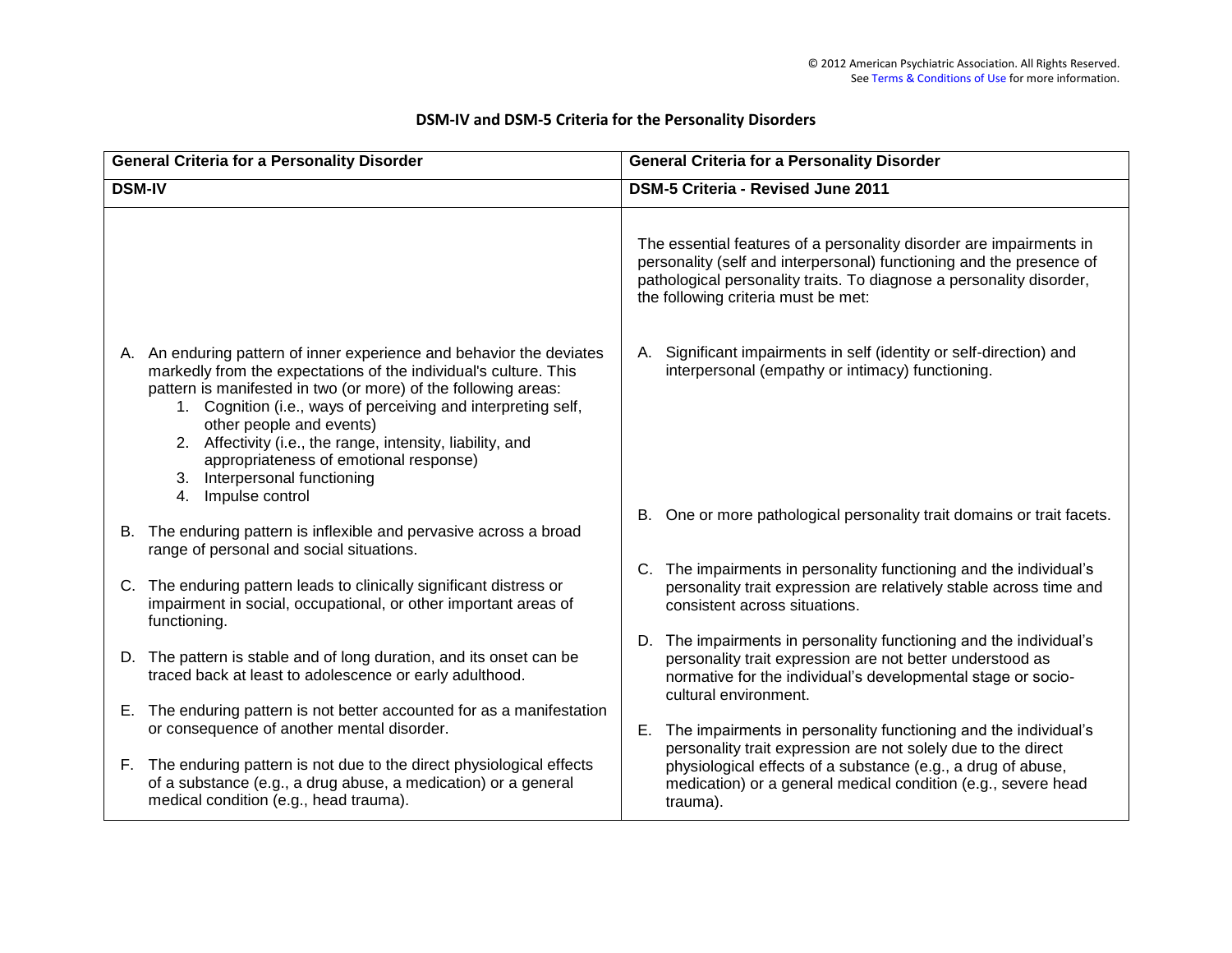© 2012 American Psychiatric Association. All Rights Reserved.
See Terms & Conditions of Use for more information.

# DSM-IV and DSM-5 Criteria for the Personality Disorders

| **General Criteria for a Personality Disorder** | **General Criteria for a Personality Disorder** |
|---|---|
| **DSM-IV** | **DSM-5 Criteria - Revised June 2011** |
| | The essential features of a personality disorder are impairments in personality (self and interpersonal) functioning and the presence of pathological personality traits. To diagnose a personality disorder, the following criteria must be met: |
| A. An enduring pattern of inner experience and behavior the deviates markedly from the expectations of the individual's culture. This pattern is manifested in two (or more) of the following areas:<br>1. Cognition (i.e., ways of perceiving and interpreting self, other people and events)<br>2. Affectivity (i.e., the range, intensity, liability, and appropriateness of emotional response)<br>3. Interpersonal functioning<br>4. Impulse control | A. Significant impairments in self (identity or self-direction) and interpersonal (empathy or intimacy) functioning. |
| B. The enduring pattern is inflexible and pervasive across a broad range of personal and social situations. | B. One or more pathological personality trait domains or trait facets. |
| C. The enduring pattern leads to clinically significant distress or impairment in social, occupational, or other important areas of functioning. | C. The impairments in personality functioning and the individual's personality trait expression are relatively stable across time and consistent across situations. |
| D. The pattern is stable and of long duration, and its onset can be traced back at least to adolescence or early adulthood. | D. The impairments in personality functioning and the individual's personality trait expression are not better understood as normative for the individual's developmental stage or socio-cultural environment. |
| E. The enduring pattern is not better accounted for as a manifestation or consequence of another mental disorder. | E. The impairments in personality functioning and the individual's personality trait expression are not solely due to the direct physiological effects of a substance (e.g., a drug of abuse, medication) or a general medical condition (e.g., severe head trauma). |
| F. The enduring pattern is not due to the direct physiological effects of a substance (e.g., a drug abuse, a medication) or a general medical condition (e.g., head trauma). | |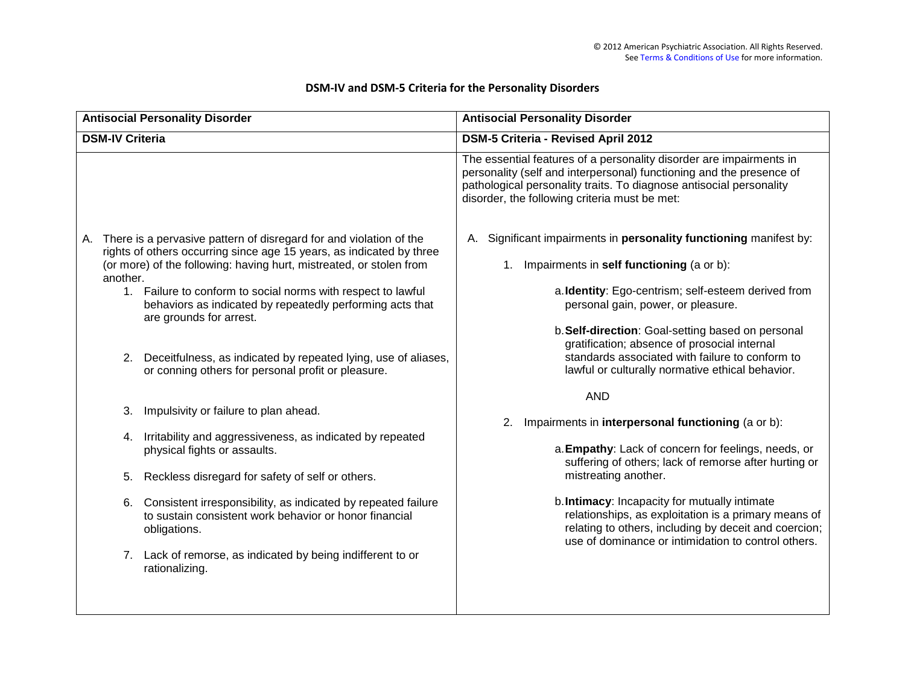© 2012 American Psychiatric Association. All Rights Reserved.
See Terms & Conditions of Use for more information.

## DSM-IV and DSM-5 Criteria for the Personality Disorders

| **Antisocial Personality Disorder** | **Antisocial Personality Disorder** |
|---|---|
| **DSM-IV Criteria** | **DSM-5 Criteria - Revised April 2012** |
| | The essential features of a personality disorder are impairments in personality (self and interpersonal) functioning and the presence of pathological personality traits. To diagnose antisocial personality disorder, the following criteria must be met: |
| A. There is a pervasive pattern of disregard for and violation of the rights of others occurring since age 15 years, as indicated by three (or more) of the following: having hurt, mistreated, or stolen from another.<br>1. Failure to conform to social norms with respect to lawful behaviors as indicated by repeatedly performing acts that are grounds for arrest.<br>2. Deceitfulness, as indicated by repeated lying, use of aliases, or conning others for personal profit or pleasure.<br>3. Impulsivity or failure to plan ahead.<br>4. Irritability and aggressiveness, as indicated by repeated physical fights or assaults.<br>5. Reckless disregard for safety of self or others.<br>6. Consistent irresponsibility, as indicated by repeated failure to sustain consistent work behavior or honor financial obligations.<br>7. Lack of remorse, as indicated by being indifferent to or rationalizing. | A. Significant impairments in **personality functioning** manifest by:<br>1. Impairments in **self functioning** (a or b):<br>a. **Identity**: Ego-centrism; self-esteem derived from personal gain, power, or pleasure.<br>b. **Self-direction**: Goal-setting based on personal gratification; absence of prosocial internal standards associated with failure to conform to lawful or culturally normative ethical behavior.<br>AND<br>2. Impairments in **interpersonal functioning** (a or b):<br>a. **Empathy**: Lack of concern for feelings, needs, or suffering of others; lack of remorse after hurting or mistreating another.<br>b. **Intimacy**: Incapacity for mutually intimate relationships, as exploitation is a primary means of relating to others, including by deceit and coercion; use of dominance or intimidation to control others. |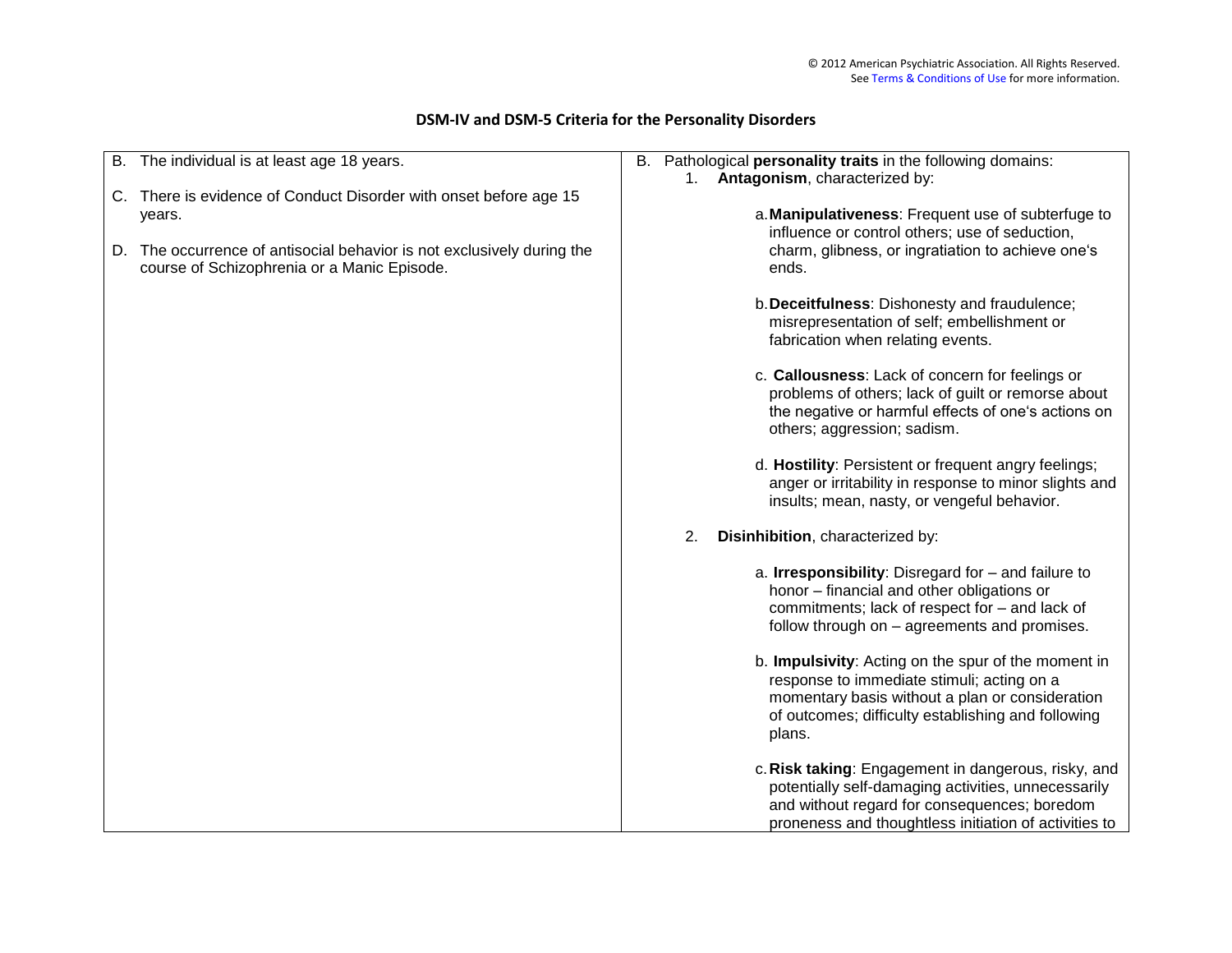## DSM-IV and DSM-5 Criteria for the Personality Disorders

| | |
|---|---|
| B. The individual is at least age 18 years.<br><br>C. There is evidence of Conduct Disorder with onset before age 15 years.<br><br>D. The occurrence of antisocial behavior is not exclusively during the course of Schizophrenia or a Manic Episode. | B. Pathological **personality traits** in the following domains:<br>1. **Antagonism**, characterized by:<br><br>a. **Manipulativeness**: Frequent use of subterfuge to influence or control others; use of seduction, charm, glibness, or ingratiation to achieve one's ends.<br><br>b. **Deceitfulness**: Dishonesty and fraudulence; misrepresentation of self; embellishment or fabrication when relating events.<br><br>c. **Callousness**: Lack of concern for feelings or problems of others; lack of guilt or remorse about the negative or harmful effects of one's actions on others; aggression; sadism.<br><br>d. **Hostility**: Persistent or frequent angry feelings; anger or irritability in response to minor slights and insults; mean, nasty, or vengeful behavior.<br><br>2. **Disinhibition**, characterized by:<br><br>a. **Irresponsibility**: Disregard for – and failure to honor – financial and other obligations or commitments; lack of respect for – and lack of follow through on – agreements and promises.<br><br>b. **Impulsivity**: Acting on the spur of the moment in response to immediate stimuli; acting on a momentary basis without a plan or consideration of outcomes; difficulty establishing and following plans.<br><br>c. **Risk taking**: Engagement in dangerous, risky, and potentially self-damaging activities, unnecessarily and without regard for consequences; boredom proneness and thoughtless initiation of activities to |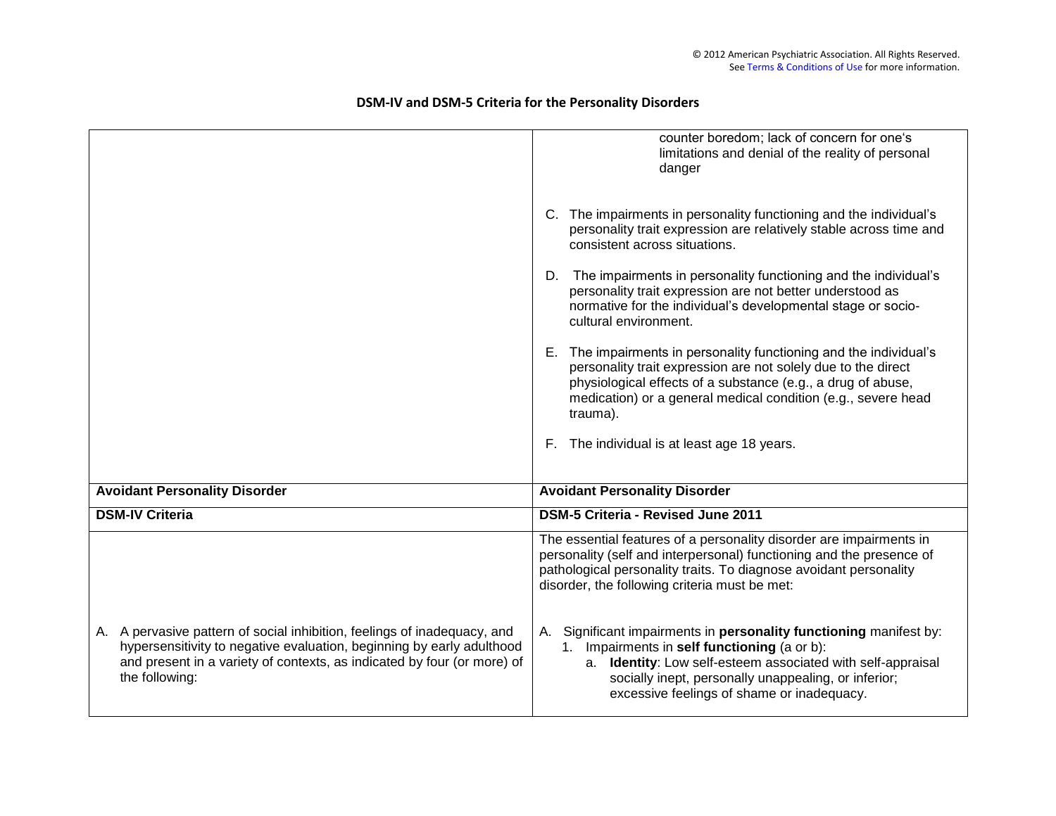# DSM-IV and DSM-5 Criteria for the Personality Disorders

| | |
|---|---|
| | counter boredom; lack of concern for one's limitations and denial of the reality of personal danger<br><br>C. The impairments in personality functioning and the individual's personality trait expression are relatively stable across time and consistent across situations.<br><br>D. The impairments in personality functioning and the individual's personality trait expression are not better understood as normative for the individual's developmental stage or socio-cultural environment.<br><br>E. The impairments in personality functioning and the individual's personality trait expression are not solely due to the direct physiological effects of a substance (e.g., a drug of abuse, medication) or a general medical condition (e.g., severe head trauma).<br><br>F. The individual is at least age 18 years. |
| **Avoidant Personality Disorder** | **Avoidant Personality Disorder** |
| **DSM-IV Criteria** | **DSM-5 Criteria - Revised June 2011** |
| | The essential features of a personality disorder are impairments in personality (self and interpersonal) functioning and the presence of pathological personality traits. To diagnose avoidant personality disorder, the following criteria must be met: |
| A. A pervasive pattern of social inhibition, feelings of inadequacy, and hypersensitivity to negative evaluation, beginning by early adulthood and present in a variety of contexts, as indicated by four (or more) of the following: | A. Significant impairments in **personality functioning** manifest by:<br>1. Impairments in **self functioning** (a or b):<br>a. **Identity**: Low self-esteem associated with self-appraisal socially inept, personally unappealing, or inferior; excessive feelings of shame or inadequacy. |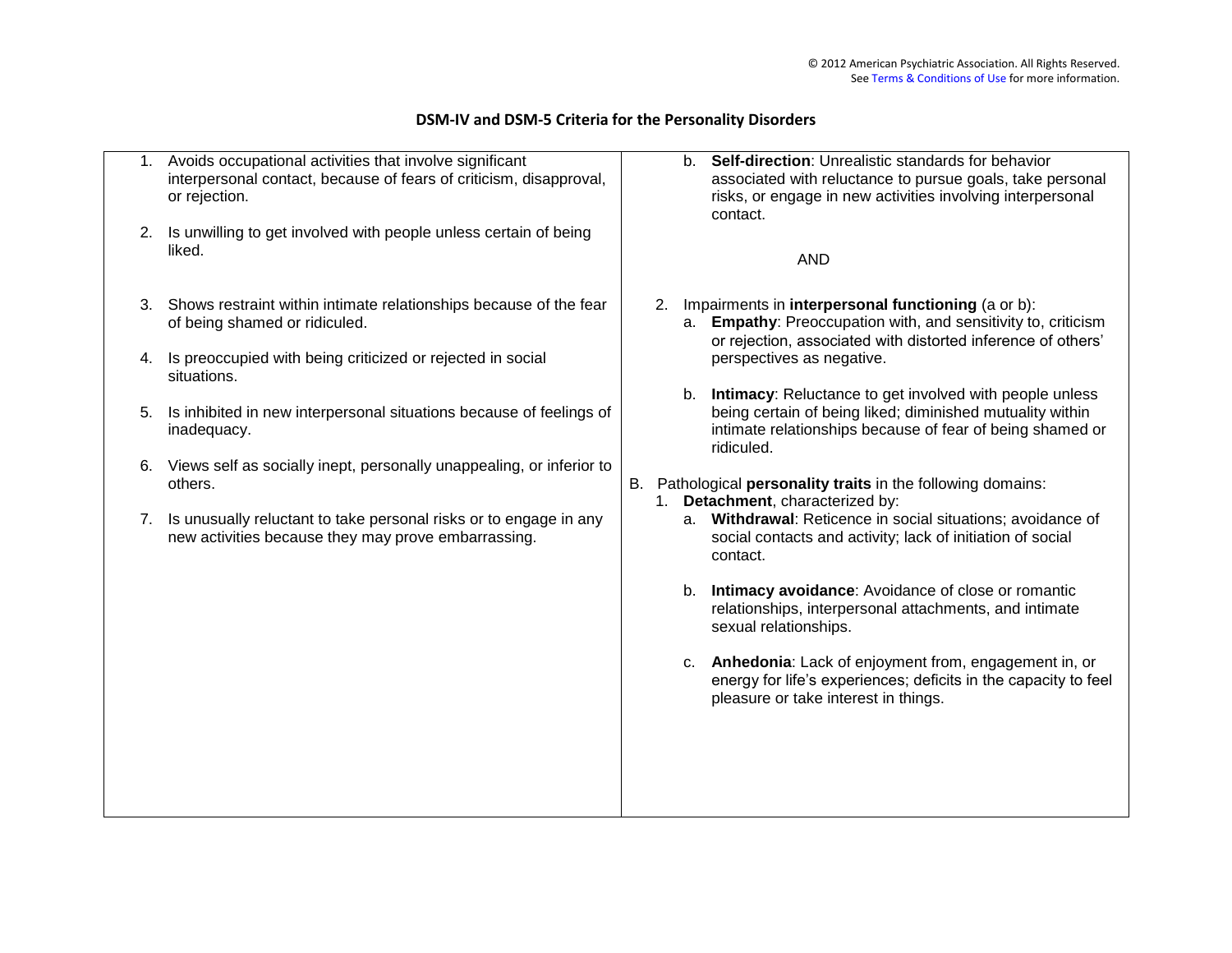## DSM-IV and DSM-5 Criteria for the Personality Disorders

| | |
|---|---|
| 1. Avoids occupational activities that involve significant interpersonal contact, because of fears of criticism, disapproval, or rejection.<br><br>2. Is unwilling to get involved with people unless certain of being liked.<br><br>3. Shows restraint within intimate relationships because of the fear of being shamed or ridiculed.<br><br>4. Is preoccupied with being criticized or rejected in social situations.<br><br>5. Is inhibited in new interpersonal situations because of feelings of inadequacy.<br><br>6. Views self as socially inept, personally unappealing, or inferior to others.<br><br>7. Is unusually reluctant to take personal risks or to engage in any new activities because they may prove embarrassing. | b. **Self-direction**: Unrealistic standards for behavior associated with reluctance to pursue goals, take personal risks, or engage in new activities involving interpersonal contact.<br><br>AND<br><br>2. Impairments in **interpersonal functioning** (a or b):<br>a. **Empathy**: Preoccupation with, and sensitivity to, criticism or rejection, associated with distorted inference of others' perspectives as negative.<br><br>b. **Intimacy**: Reluctance to get involved with people unless being certain of being liked; diminished mutuality within intimate relationships because of fear of being shamed or ridiculed.<br><br>B. Pathological **personality traits** in the following domains:<br>1. **Detachment**, characterized by:<br>a. **Withdrawal**: Reticence in social situations; avoidance of social contacts and activity; lack of initiation of social contact.<br><br>b. **Intimacy avoidance**: Avoidance of close or romantic relationships, interpersonal attachments, and intimate sexual relationships.<br><br>c. **Anhedonia**: Lack of enjoyment from, engagement in, or energy for life's experiences; deficits in the capacity to feel pleasure or take interest in things. |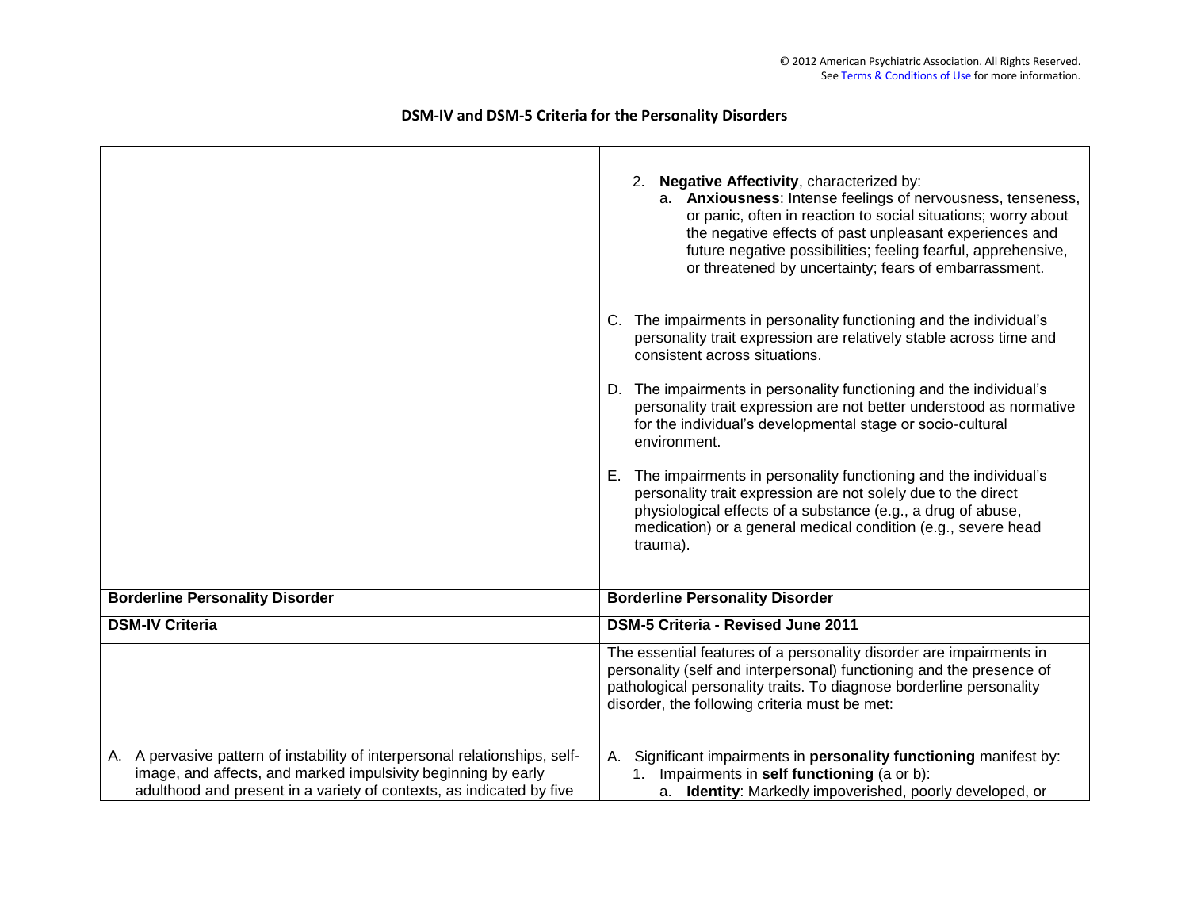## DSM-IV and DSM-5 Criteria for the Personality Disorders

| | |
|---|---|
| | 2. **Negative Affectivity**, characterized by:<br>a. **Anxiousness**: Intense feelings of nervousness, tenseness, or panic, often in reaction to social situations; worry about the negative effects of past unpleasant experiences and future negative possibilities; feeling fearful, apprehensive, or threatened by uncertainty; fears of embarrassment.<br><br>C. The impairments in personality functioning and the individual's personality trait expression are relatively stable across time and consistent across situations.<br><br>D. The impairments in personality functioning and the individual's personality trait expression are not better understood as normative for the individual's developmental stage or socio-cultural environment.<br><br>E. The impairments in personality functioning and the individual's personality trait expression are not solely due to the direct physiological effects of a substance (e.g., a drug of abuse, medication) or a general medical condition (e.g., severe head trauma). |
| **Borderline Personality Disorder** | **Borderline Personality Disorder** |
| **DSM-IV Criteria** | **DSM-5 Criteria - Revised June 2011** |
| A. A pervasive pattern of instability of interpersonal relationships, self-image, and affects, and marked impulsivity beginning by early adulthood and present in a variety of contexts, as indicated by five | The essential features of a personality disorder are impairments in personality (self and interpersonal) functioning and the presence of pathological personality traits. To diagnose borderline personality disorder, the following criteria must be met:<br><br>A. Significant impairments in **personality functioning** manifest by:<br>1. Impairments in **self functioning** (a or b):<br>a. **Identity**: Markedly impoverished, poorly developed, or |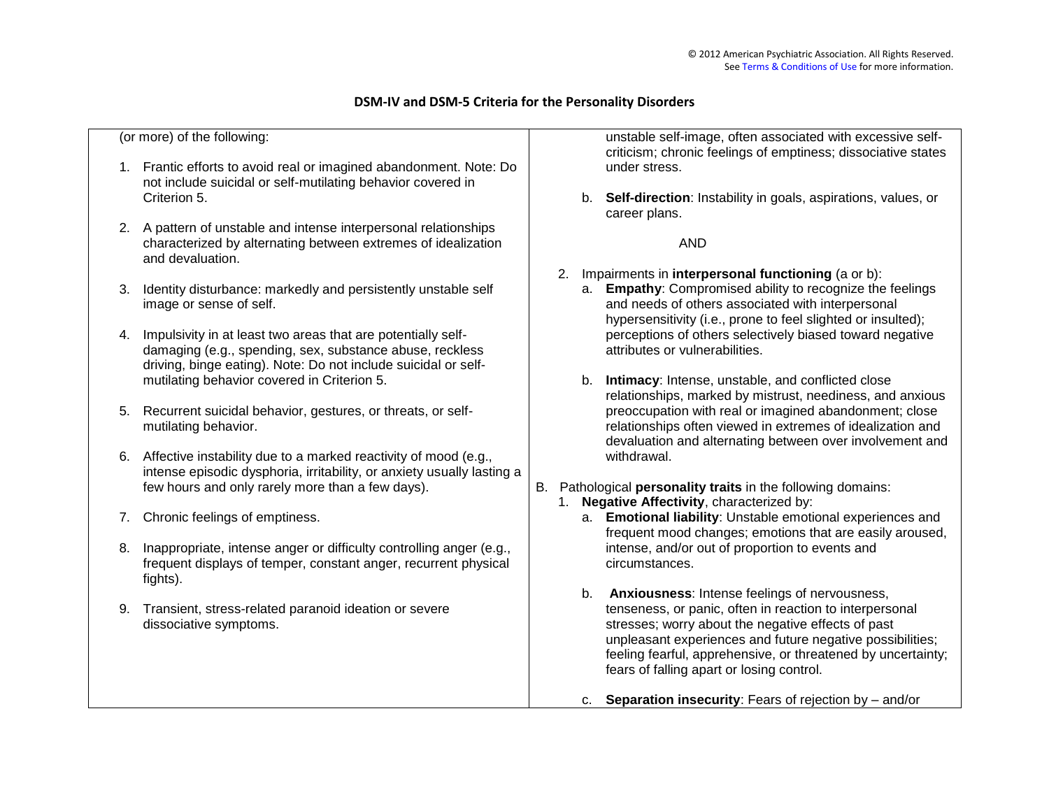## DSM-IV and DSM-5 Criteria for the Personality Disorders

| | |
|---|---|
| (or more) of the following:<br><br>1. Frantic efforts to avoid real or imagined abandonment. Note: Do not include suicidal or self-mutilating behavior covered in Criterion 5.<br><br>2. A pattern of unstable and intense interpersonal relationships characterized by alternating between extremes of idealization and devaluation.<br><br>3. Identity disturbance: markedly and persistently unstable self image or sense of self.<br><br>4. Impulsivity in at least two areas that are potentially self-damaging (e.g., spending, sex, substance abuse, reckless driving, binge eating). Note: Do not include suicidal or self-mutilating behavior covered in Criterion 5.<br><br>5. Recurrent suicidal behavior, gestures, or threats, or self-mutilating behavior.<br><br>6. Affective instability due to a marked reactivity of mood (e.g., intense episodic dysphoria, irritability, or anxiety usually lasting a few hours and only rarely more than a few days).<br><br>7. Chronic feelings of emptiness.<br><br>8. Inappropriate, intense anger or difficulty controlling anger (e.g., frequent displays of temper, constant anger, recurrent physical fights).<br><br>9. Transient, stress-related paranoid ideation or severe dissociative symptoms. | unstable self-image, often associated with excessive self-criticism; chronic feelings of emptiness; dissociative states under stress.<br><br>b. **Self-direction**: Instability in goals, aspirations, values, or career plans.<br><br>AND<br><br>2. Impairments in **interpersonal functioning** (a or b):<br>a. **Empathy**: Compromised ability to recognize the feelings and needs of others associated with interpersonal hypersensitivity (i.e., prone to feel slighted or insulted); perceptions of others selectively biased toward negative attributes or vulnerabilities.<br><br>b. **Intimacy**: Intense, unstable, and conflicted close relationships, marked by mistrust, neediness, and anxious preoccupation with real or imagined abandonment; close relationships often viewed in extremes of idealization and devaluation and alternating between over involvement and withdrawal.<br><br>B. Pathological **personality traits** in the following domains:<br>1. **Negative Affectivity**, characterized by:<br>a. **Emotional liability**: Unstable emotional experiences and frequent mood changes; emotions that are easily aroused, intense, and/or out of proportion to events and circumstances.<br><br>b. **Anxiousness**: Intense feelings of nervousness, tenseness, or panic, often in reaction to interpersonal stresses; worry about the negative effects of past unpleasant experiences and future negative possibilities; feeling fearful, apprehensive, or threatened by uncertainty; fears of falling apart or losing control.<br><br>c. **Separation insecurity**: Fears of rejection by – and/or |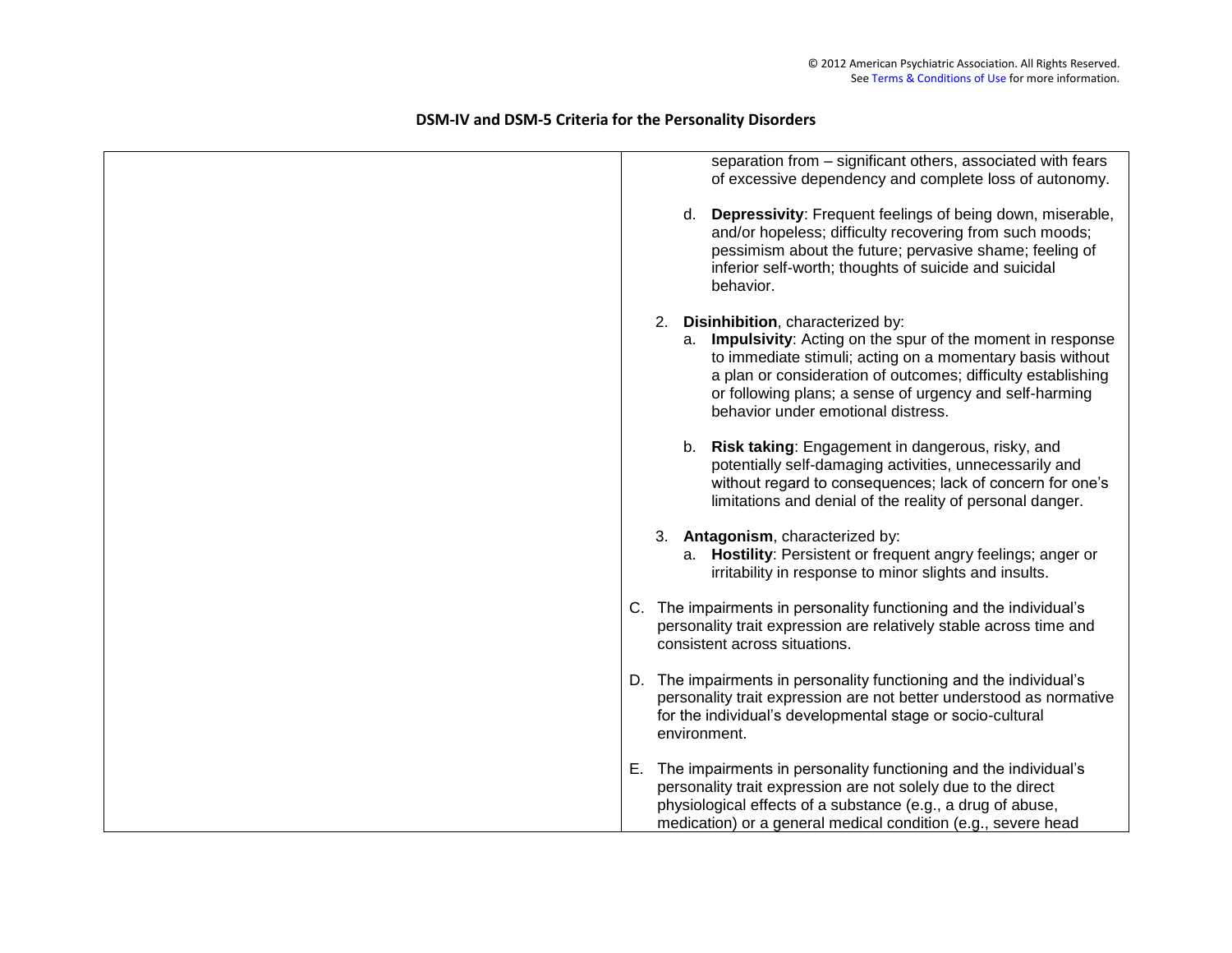## DSM-IV and DSM-5 Criteria for the Personality Disorders

| | |
|---|---|
| | separation from – significant others, associated with fears of excessive dependency and complete loss of autonomy.<br><br>d. **Depressivity**: Frequent feelings of being down, miserable, and/or hopeless; difficulty recovering from such moods; pessimism about the future; pervasive shame; feeling of inferior self-worth; thoughts of suicide and suicidal behavior.<br><br>2. **Disinhibition**, characterized by:<br>a. **Impulsivity**: Acting on the spur of the moment in response to immediate stimuli; acting on a momentary basis without a plan or consideration of outcomes; difficulty establishing or following plans; a sense of urgency and self-harming behavior under emotional distress.<br><br>b. **Risk taking**: Engagement in dangerous, risky, and potentially self-damaging activities, unnecessarily and without regard to consequences; lack of concern for one's limitations and denial of the reality of personal danger.<br><br>3. **Antagonism**, characterized by:<br>a. **Hostility**: Persistent or frequent angry feelings; anger or irritability in response to minor slights and insults.<br><br>C. The impairments in personality functioning and the individual's personality trait expression are relatively stable across time and consistent across situations.<br><br>D. The impairments in personality functioning and the individual's personality trait expression are not better understood as normative for the individual's developmental stage or socio-cultural environment.<br><br>E. The impairments in personality functioning and the individual's personality trait expression are not solely due to the direct physiological effects of a substance (e.g., a drug of abuse, medication) or a general medical condition (e.g., severe head |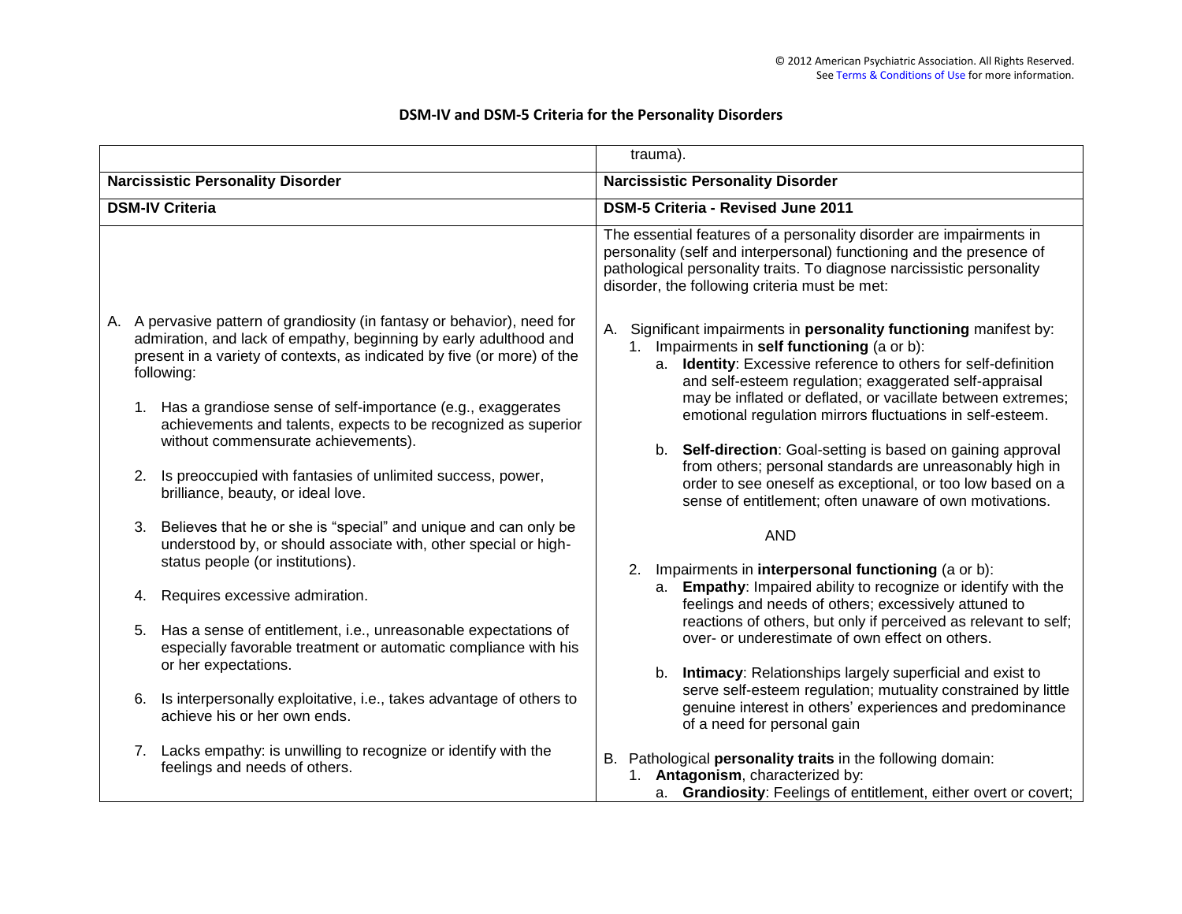## DSM-IV and DSM-5 Criteria for the Personality Disorders

| | trauma). |
|---|---|
| **Narcissistic Personality Disorder** | **Narcissistic Personality Disorder** |
| **DSM-IV Criteria** | **DSM-5 Criteria - Revised June 2011** |
| A. A pervasive pattern of grandiosity (in fantasy or behavior), need for admiration, and lack of empathy, beginning by early adulthood and present in a variety of contexts, as indicated by five (or more) of the following:<br><br>1. Has a grandiose sense of self-importance (e.g., exaggerates achievements and talents, expects to be recognized as superior without commensurate achievements).<br><br>2. Is preoccupied with fantasies of unlimited success, power, brilliance, beauty, or ideal love.<br><br>3. Believes that he or she is "special" and unique and can only be understood by, or should associate with, other special or high-status people (or institutions).<br><br>4. Requires excessive admiration.<br><br>5. Has a sense of entitlement, i.e., unreasonable expectations of especially favorable treatment or automatic compliance with his or her expectations.<br><br>6. Is interpersonally exploitative, i.e., takes advantage of others to achieve his or her own ends.<br><br>7. Lacks empathy: is unwilling to recognize or identify with the feelings and needs of others. | The essential features of a personality disorder are impairments in personality (self and interpersonal) functioning and the presence of pathological personality traits. To diagnose narcissistic personality disorder, the following criteria must be met:<br><br>A. Significant impairments in **personality functioning** manifest by:<br>1. Impairments in **self functioning** (a or b):<br>a. **Identity**: Excessive reference to others for self-definition and self-esteem regulation; exaggerated self-appraisal may be inflated or deflated, or vacillate between extremes; emotional regulation mirrors fluctuations in self-esteem.<br><br>b. **Self-direction**: Goal-setting is based on gaining approval from others; personal standards are unreasonably high in order to see oneself as exceptional, or too low based on a sense of entitlement; often unaware of own motivations.<br><br>AND<br><br>2. Impairments in **interpersonal functioning** (a or b):<br>a. **Empathy**: Impaired ability to recognize or identify with the feelings and needs of others; excessively attuned to reactions of others, but only if perceived as relevant to self; over- or underestimate of own effect on others.<br><br>b. **Intimacy**: Relationships largely superficial and exist to serve self-esteem regulation; mutuality constrained by little genuine interest in others' experiences and predominance of a need for personal gain<br><br>B. Pathological **personality traits** in the following domain:<br>1. **Antagonism**, characterized by:<br>a. **Grandiosity**: Feelings of entitlement, either overt or covert; |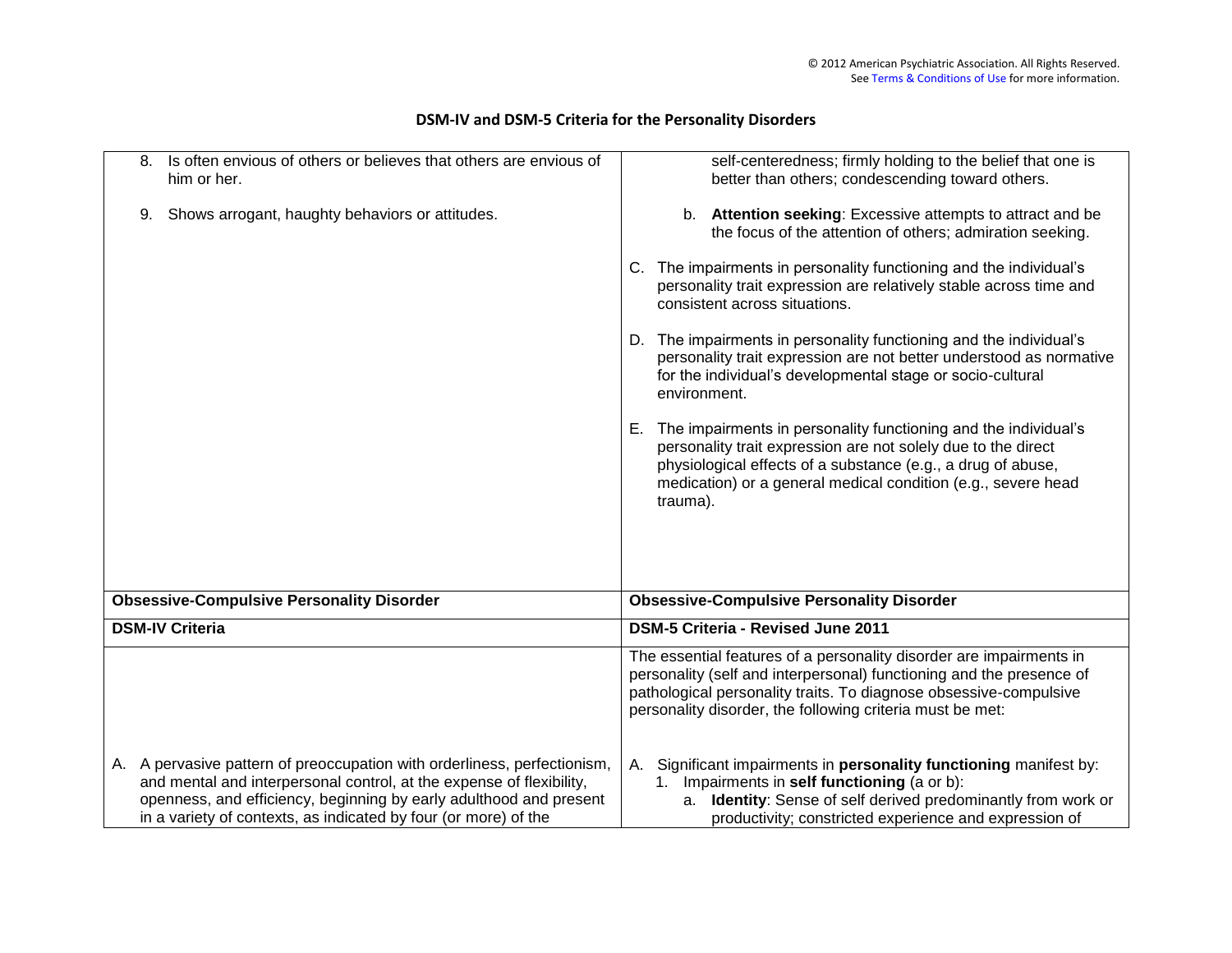## DSM-IV and DSM-5 Criteria for the Personality Disorders

| | |
|---|---|
| 8. Is often envious of others or believes that others are envious of him or her.<br><br>9. Shows arrogant, haughty behaviors or attitudes. | self-centeredness; firmly holding to the belief that one is better than others; condescending toward others.<br><br>b. **Attention seeking**: Excessive attempts to attract and be the focus of the attention of others; admiration seeking.<br><br>C. The impairments in personality functioning and the individual's personality trait expression are relatively stable across time and consistent across situations.<br><br>D. The impairments in personality functioning and the individual's personality trait expression are not better understood as normative for the individual's developmental stage or socio-cultural environment.<br><br>E. The impairments in personality functioning and the individual's personality trait expression are not solely due to the direct physiological effects of a substance (e.g., a drug of abuse, medication) or a general medical condition (e.g., severe head trauma). |
| **Obsessive-Compulsive Personality Disorder** | **Obsessive-Compulsive Personality Disorder** |
| **DSM-IV Criteria** | **DSM-5 Criteria - Revised June 2011** |
| | The essential features of a personality disorder are impairments in personality (self and interpersonal) functioning and the presence of pathological personality traits. To diagnose obsessive-compulsive personality disorder, the following criteria must be met: |
| A. A pervasive pattern of preoccupation with orderliness, perfectionism, and mental and interpersonal control, at the expense of flexibility, openness, and efficiency, beginning by early adulthood and present in a variety of contexts, as indicated by four (or more) of the | A. Significant impairments in **personality functioning** manifest by:<br>1. Impairments in **self functioning** (a or b):<br>a. **Identity**: Sense of self derived predominantly from work or productivity; constricted experience and expression of |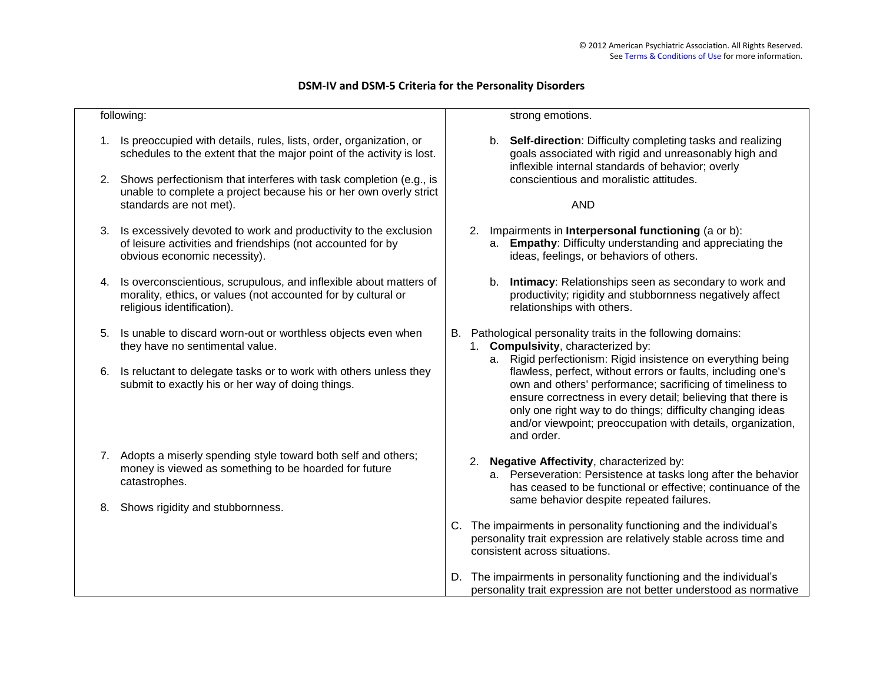## DSM-IV and DSM-5 Criteria for the Personality Disorders

| | |
|---|---|
| following:<br><br>1. Is preoccupied with details, rules, lists, order, organization, or schedules to the extent that the major point of the activity is lost.<br><br>2. Shows perfectionism that interferes with task completion (e.g., is unable to complete a project because his or her own overly strict standards are not met).<br><br>3. Is excessively devoted to work and productivity to the exclusion of leisure activities and friendships (not accounted for by obvious economic necessity).<br><br>4. Is overconscientious, scrupulous, and inflexible about matters of morality, ethics, or values (not accounted for by cultural or religious identification).<br><br>5. Is unable to discard worn-out or worthless objects even when they have no sentimental value.<br><br>6. Is reluctant to delegate tasks or to work with others unless they submit to exactly his or her way of doing things.<br><br>7. Adopts a miserly spending style toward both self and others; money is viewed as something to be hoarded for future catastrophes.<br><br>8. Shows rigidity and stubbornness. | strong emotions.<br><br>b. **Self-direction**: Difficulty completing tasks and realizing goals associated with rigid and unreasonably high and inflexible internal standards of behavior; overly conscientious and moralistic attitudes.<br><br>AND<br><br>2. Impairments in **Interpersonal functioning** (a or b):<br>a. **Empathy**: Difficulty understanding and appreciating the ideas, feelings, or behaviors of others.<br><br>b. **Intimacy**: Relationships seen as secondary to work and productivity; rigidity and stubbornness negatively affect relationships with others.<br><br>B. Pathological personality traits in the following domains:<br>1. **Compulsivity**, characterized by:<br>a. Rigid perfectionism: Rigid insistence on everything being flawless, perfect, without errors or faults, including one's own and others' performance; sacrificing of timeliness to ensure correctness in every detail; believing that there is only one right way to do things; difficulty changing ideas and/or viewpoint; preoccupation with details, organization, and order.<br><br>2. **Negative Affectivity**, characterized by:<br>a. Perseveration: Persistence at tasks long after the behavior has ceased to be functional or effective; continuance of the same behavior despite repeated failures.<br><br>C. The impairments in personality functioning and the individual's personality trait expression are relatively stable across time and consistent across situations.<br><br>D. The impairments in personality functioning and the individual's personality trait expression are not better understood as normative |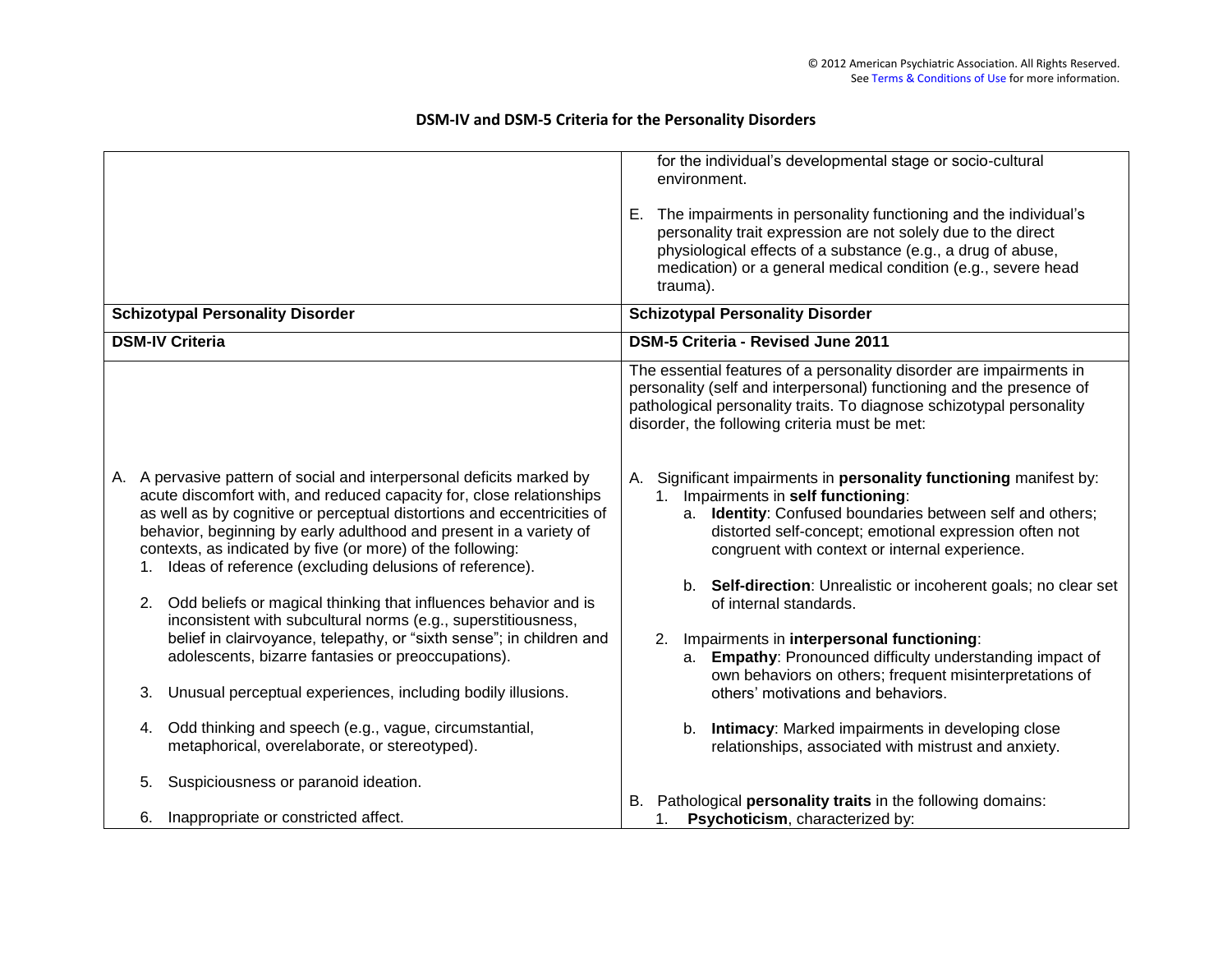## DSM-IV and DSM-5 Criteria for the Personality Disorders

| | |
|---|---|
| | for the individual's developmental stage or socio-cultural environment.<br><br>E. The impairments in personality functioning and the individual's personality trait expression are not solely due to the direct physiological effects of a substance (e.g., a drug of abuse, medication) or a general medical condition (e.g., severe head trauma). |
| **Schizotypal Personality Disorder** | **Schizotypal Personality Disorder** |
| **DSM-IV Criteria** | **DSM-5 Criteria - Revised June 2011** |
| | The essential features of a personality disorder are impairments in personality (self and interpersonal) functioning and the presence of pathological personality traits. To diagnose schizotypal personality disorder, the following criteria must be met: |
| A. A pervasive pattern of social and interpersonal deficits marked by acute discomfort with, and reduced capacity for, close relationships as well as by cognitive or perceptual distortions and eccentricities of behavior, beginning by early adulthood and present in a variety of contexts, as indicated by five (or more) of the following:<br>1. Ideas of reference (excluding delusions of reference).<br><br>2. Odd beliefs or magical thinking that influences behavior and is inconsistent with subcultural norms (e.g., superstitiousness, belief in clairvoyance, telepathy, or "sixth sense"; in children and adolescents, bizarre fantasies or preoccupations).<br><br>3. Unusual perceptual experiences, including bodily illusions.<br><br>4. Odd thinking and speech (e.g., vague, circumstantial, metaphorical, overelaborate, or stereotyped).<br><br>5. Suspiciousness or paranoid ideation.<br><br>6. Inappropriate or constricted affect. | A. Significant impairments in **personality functioning** manifest by:<br>1. Impairments in **self functioning**:<br>a. **Identity**: Confused boundaries between self and others; distorted self-concept; emotional expression often not congruent with context or internal experience.<br><br>b. **Self-direction**: Unrealistic or incoherent goals; no clear set of internal standards.<br><br>2. Impairments in **interpersonal functioning**:<br>a. **Empathy**: Pronounced difficulty understanding impact of own behaviors on others; frequent misinterpretations of others' motivations and behaviors.<br><br>b. **Intimacy**: Marked impairments in developing close relationships, associated with mistrust and anxiety.<br><br>B. Pathological **personality traits** in the following domains:<br>1. **Psychoticism**, characterized by: |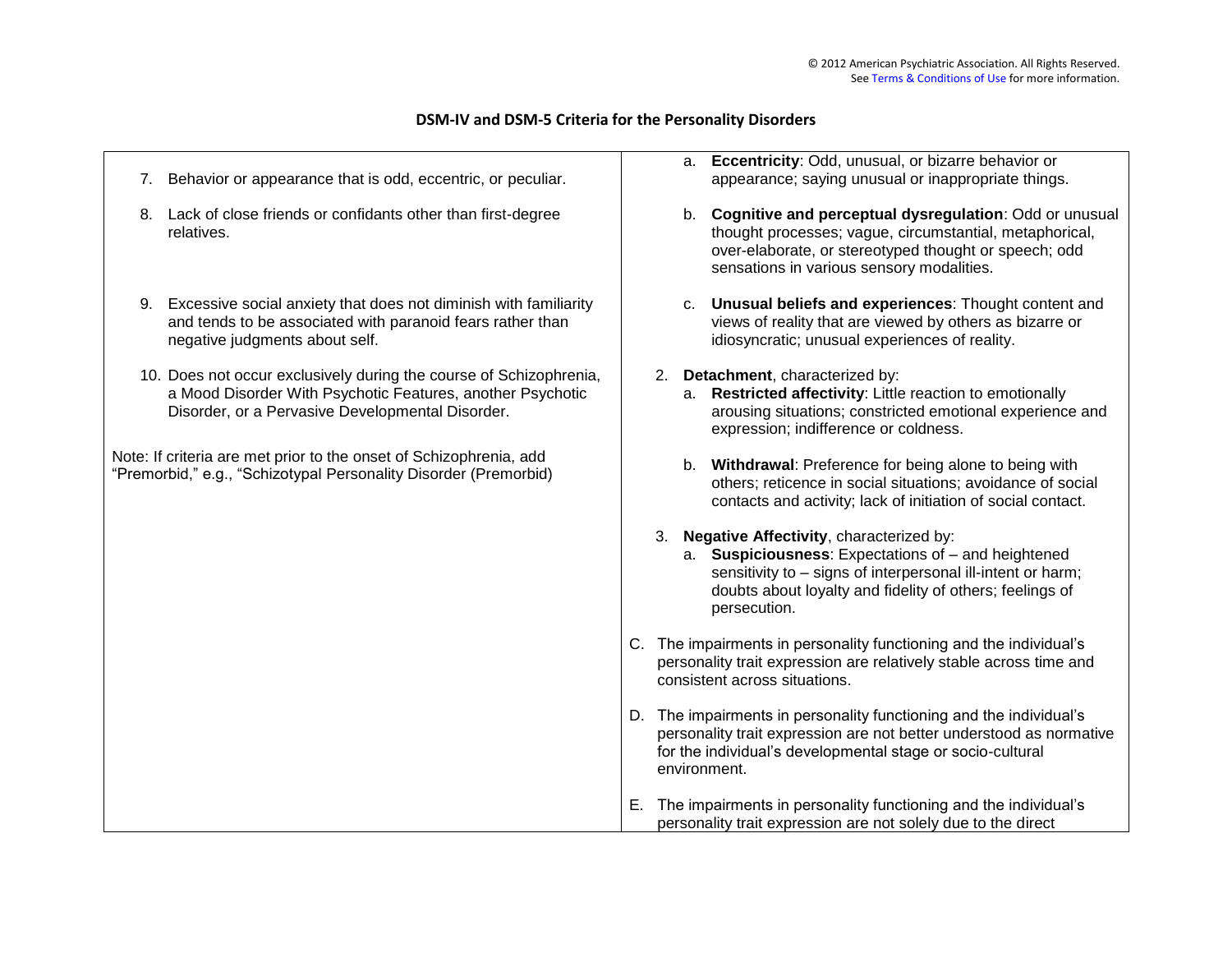## DSM-IV and DSM-5 Criteria for the Personality Disorders

| DSM-IV | DSM-5 |
|---|---|
| 7. Behavior or appearance that is odd, eccentric, or peculiar.<br><br>8. Lack of close friends or confidants other than first-degree relatives.<br><br>9. Excessive social anxiety that does not diminish with familiarity and tends to be associated with paranoid fears rather than negative judgments about self.<br><br>10. Does not occur exclusively during the course of Schizophrenia, a Mood Disorder With Psychotic Features, another Psychotic Disorder, or a Pervasive Developmental Disorder.<br><br>Note: If criteria are met prior to the onset of Schizophrenia, add "Premorbid," e.g., "Schizotypal Personality Disorder (Premorbid) | a. **Eccentricity**: Odd, unusual, or bizarre behavior or appearance; saying unusual or inappropriate things.<br><br>b. **Cognitive and perceptual dysregulation**: Odd or unusual thought processes; vague, circumstantial, metaphorical, over-elaborate, or stereotyped thought or speech; odd sensations in various sensory modalities.<br><br>c. **Unusual beliefs and experiences**: Thought content and views of reality that are viewed by others as bizarre or idiosyncratic; unusual experiences of reality.<br><br>2. **Detachment**, characterized by:<br>a. **Restricted affectivity**: Little reaction to emotionally arousing situations; constricted emotional experience and expression; indifference or coldness.<br><br>b. **Withdrawal**: Preference for being alone to being with others; reticence in social situations; avoidance of social contacts and activity; lack of initiation of social contact.<br><br>3. **Negative Affectivity**, characterized by:<br>a. **Suspiciousness**: Expectations of – and heightened sensitivity to – signs of interpersonal ill-intent or harm; doubts about loyalty and fidelity of others; feelings of persecution.<br><br>C. The impairments in personality functioning and the individual's personality trait expression are relatively stable across time and consistent across situations.<br><br>D. The impairments in personality functioning and the individual's personality trait expression are not better understood as normative for the individual's developmental stage or socio-cultural environment.<br><br>E. The impairments in personality functioning and the individual's personality trait expression are not solely due to the direct |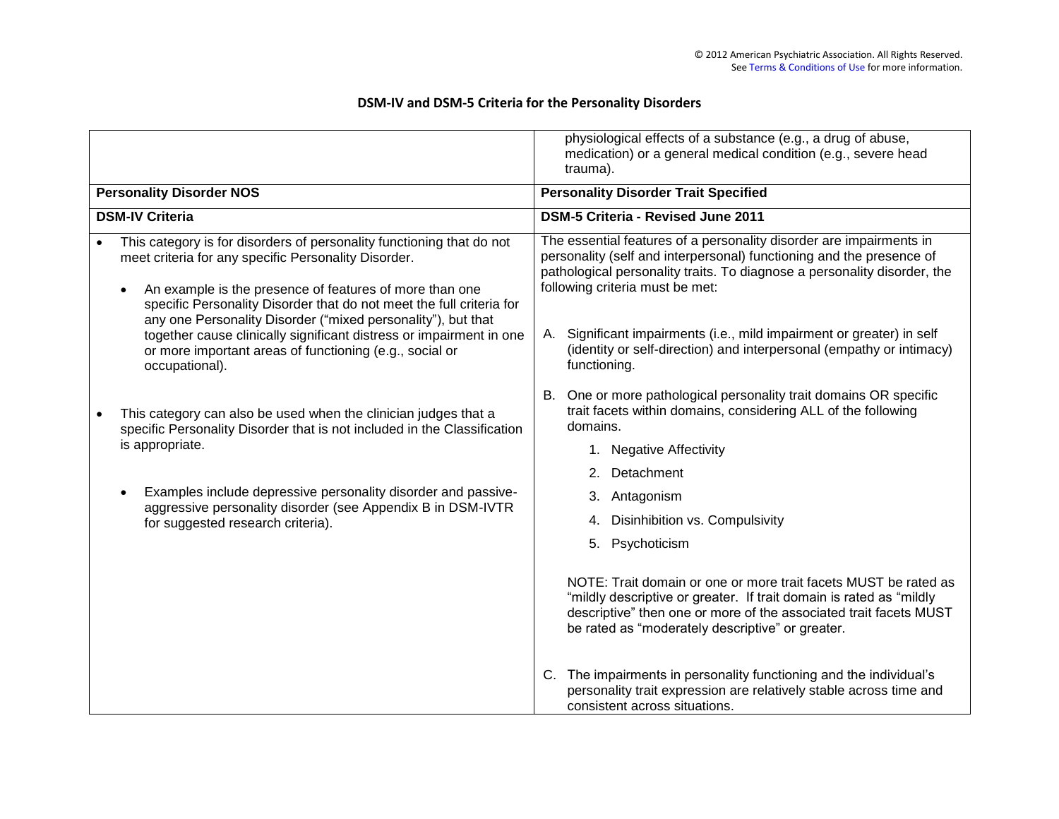## DSM-IV and DSM-5 Criteria for the Personality Disorders

| | physiological effects of a substance (e.g., a drug of abuse, medication) or a general medical condition (e.g., severe head trauma). |
|---|---|
| **Personality Disorder NOS** | **Personality Disorder Trait Specified** |
| **DSM-IV Criteria** | **DSM-5 Criteria - Revised June 2011** |
| • This category is for disorders of personality functioning that do not meet criteria for any specific Personality Disorder.<br>  • An example is the presence of features of more than one specific Personality Disorder that do not meet the full criteria for any one Personality Disorder ("mixed personality"), but that together cause clinically significant distress or impairment in one or more important areas of functioning (e.g., social or occupational).<br>• This category can also be used when the clinician judges that a specific Personality Disorder that is not included in the Classification is appropriate.<br>  • Examples include depressive personality disorder and passive-aggressive personality disorder (see Appendix B in DSM-IVTR for suggested research criteria). | The essential features of a personality disorder are impairments in personality (self and interpersonal) functioning and the presence of pathological personality traits. To diagnose a personality disorder, the following criteria must be met:<br>A. Significant impairments (i.e., mild impairment or greater) in self (identity or self-direction) and interpersonal (empathy or intimacy) functioning.<br>B. One or more pathological personality trait domains OR specific trait facets within domains, considering ALL of the following domains.<br>  1. Negative Affectivity<br>  2. Detachment<br>  3. Antagonism<br>  4. Disinhibition vs. Compulsivity<br>  5. Psychoticism<br>  NOTE: Trait domain or one or more trait facets MUST be rated as "mildly descriptive or greater. If trait domain is rated as "mildly descriptive" then one or more of the associated trait facets MUST be rated as "moderately descriptive" or greater.<br>C. The impairments in personality functioning and the individual's personality trait expression are relatively stable across time and consistent across situations. |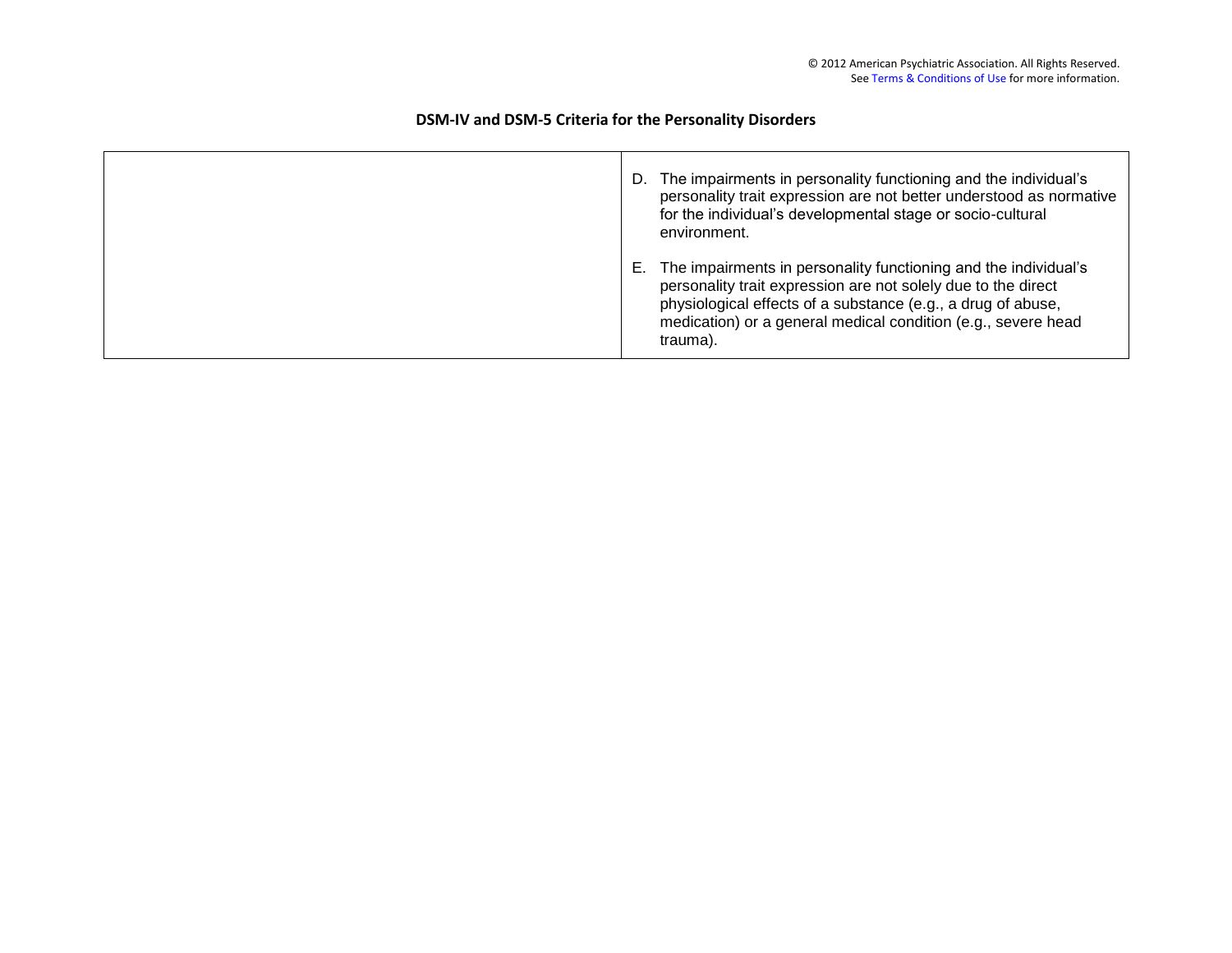| | |
|---|---|
| | D. The impairments in personality functioning and the individual's personality trait expression are not better understood as normative for the individual's developmental stage or socio-cultural environment.<br><br>E. The impairments in personality functioning and the individual's personality trait expression are not solely due to the direct physiological effects of a substance (e.g., a drug of abuse, medication) or a general medical condition (e.g., severe head trauma). |